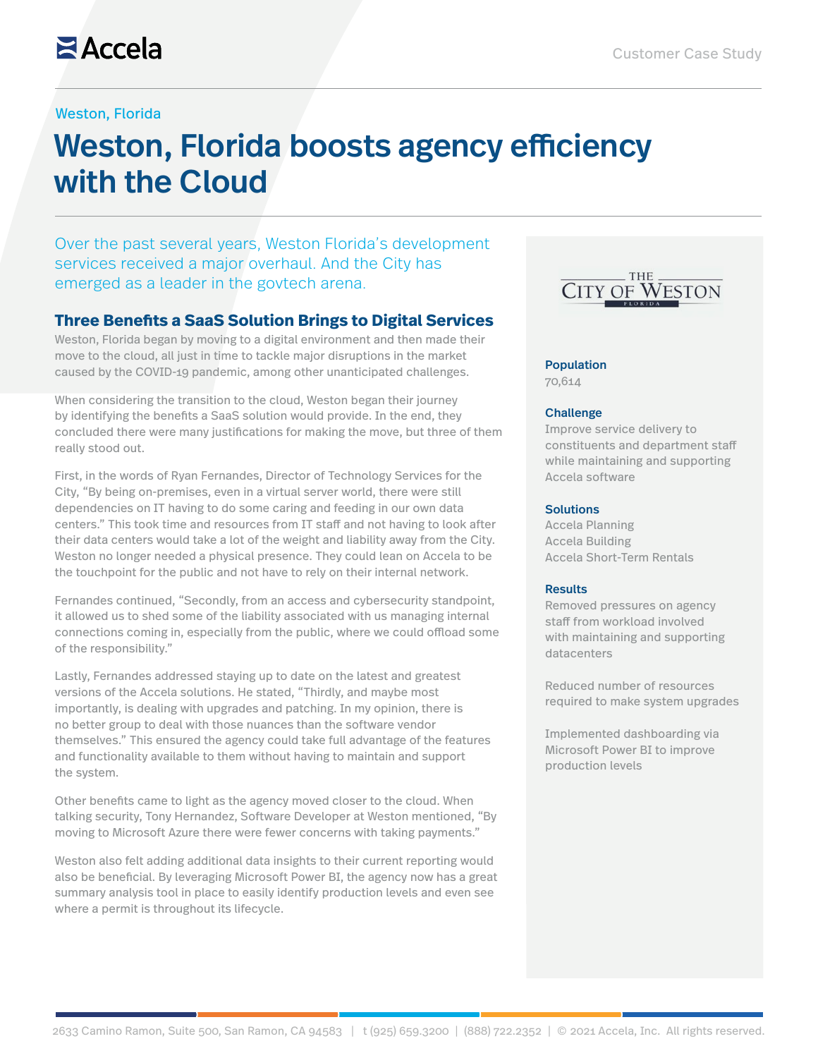Accela

Customer Case Study

Weston, Florida

# Weston, Florida boosts agency efficiency with the Cloud

Over the past several years, Weston Florida's development services received a major overhaul. And the City has emerged as a leader in the govtech arena.

## Three Benefits a SaaS Solution Brings to Digital Services

Weston, Florida began by moving to a digital environment and then made their move to the cloud, all just in time to tackle major disruptions in the market caused by the COVID-19 pandemic, among other unanticipated challenges.

When considering the transition to the cloud, Weston began their journey by identifying the benefits a SaaS solution would provide. In the end, they concluded there were many justifications for making the move, but three of them really stood out.

First, in the words of Ryan Fernandes, Director of Technology Services for the City, "By being on-premises, even in a virtual server world, there were still dependencies on IT having to do some caring and feeding in our own data centers." This took time and resources from IT staff and not having to look after their data centers would take a lot of the weight and liability away from the City. Weston no longer needed a physical presence. They could lean on Accela to be the touchpoint for the public and not have to rely on their internal network.

Fernandes continued, "Secondly, from an access and cybersecurity standpoint, it allowed us to shed some of the liability associated with us managing internal connections coming in, especially from the public, where we could offload some of the responsibility."

Lastly, Fernandes addressed staying up to date on the latest and greatest versions of the Accela solutions. He stated, "Thirdly, and maybe most importantly, is dealing with upgrades and patching. In my opinion, there is no better group to deal with those nuances than the software vendor themselves." This ensured the agency could take full advantage of the features and functionality available to them without having to maintain and support the system.

Other benefits came to light as the agency moved closer to the cloud. When talking security, Tony Hernandez, Software Developer at Weston mentioned, "By moving to Microsoft Azure there were fewer concerns with taking payments."

Weston also felt adding additional data insights to their current reporting would also be beneficial. By leveraging Microsoft Power BI, the agency now has a great summary analysis tool in place to easily identify production levels and even see where a permit is throughout its lifecycle.

THE CITY OF WESTON FLORIDA

**Population**
70,614

**Challenge**
Improve service delivery to constituents and department staff while maintaining and supporting Accela software

**Solutions**
Accela Planning
Accela Building
Accela Short-Term Rentals

**Results**
Removed pressures on agency staff from workload involved with maintaining and supporting datacenters

Reduced number of resources required to make system upgrades

Implemented dashboarding via Microsoft Power BI to improve production levels

2633 Camino Ramon, Suite 500, San Ramon, CA 94583 | t (925) 659.3200 | (888) 722.2352 | © 2021 Accela, Inc. All rights reserved.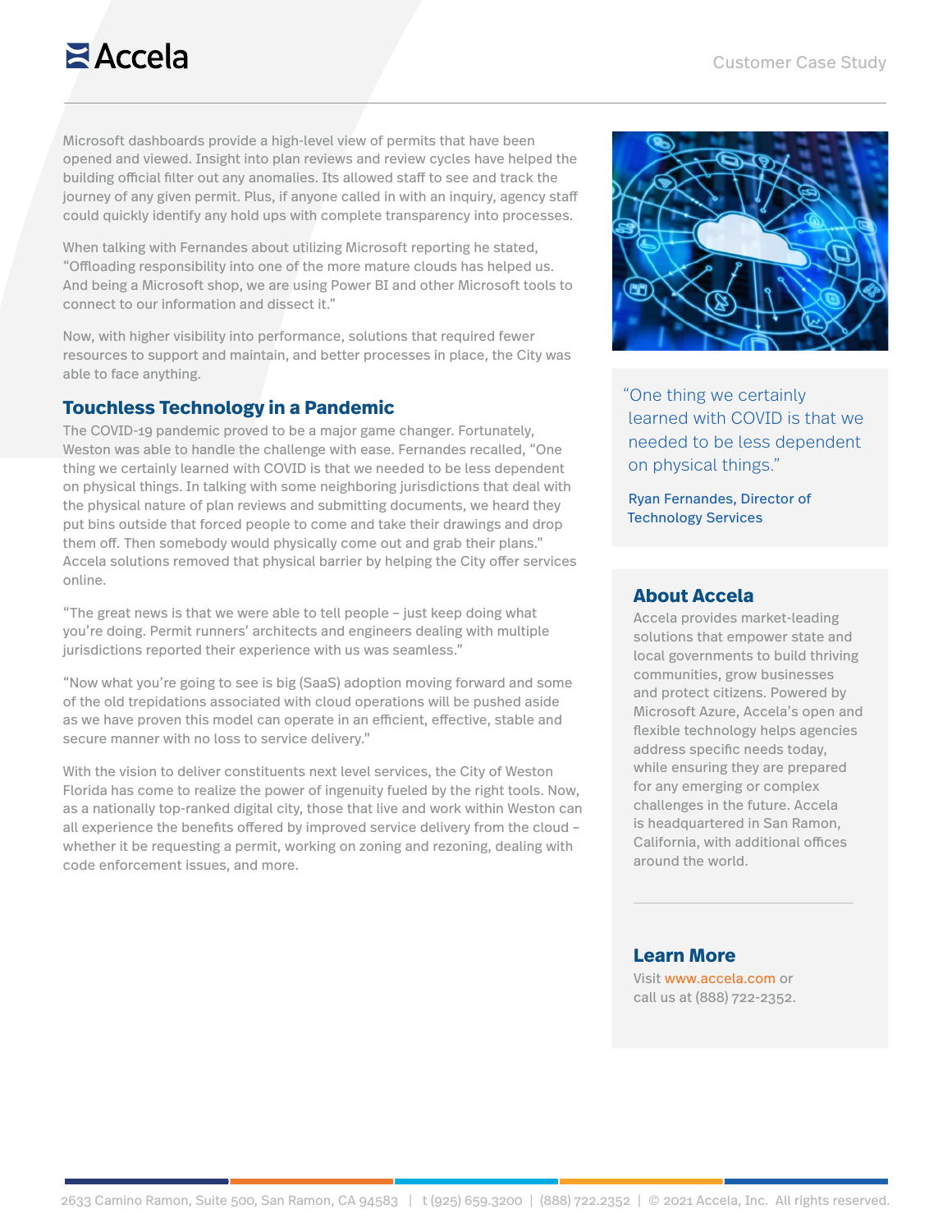Microsoft dashboards provide a high-level view of permits that have been opened and viewed. Insight into plan reviews and review cycles have helped the building official filter out any anomalies. Its allowed staff to see and track the journey of any given permit. Plus, if anyone called in with an inquiry, agency staff could quickly identify any hold ups with complete transparency into processes.

When talking with Fernandes about utilizing Microsoft reporting he stated, "Offloading responsibility into one of the more mature clouds has helped us. And being a Microsoft shop, we are using Power BI and other Microsoft tools to connect to our information and dissect it."

Now, with higher visibility into performance, solutions that required fewer resources to support and maintain, and better processes in place, the City was able to face anything.

## Touchless Technology in a Pandemic

The COVID-19 pandemic proved to be a major game changer. Fortunately, Weston was able to handle the challenge with ease. Fernandes recalled, "One thing we certainly learned with COVID is that we needed to be less dependent on physical things. In talking with some neighboring jurisdictions that deal with the physical nature of plan reviews and submitting documents, we heard they put bins outside that forced people to come and take their drawings and drop them off. Then somebody would physically come out and grab their plans." Accela solutions removed that physical barrier by helping the City offer services online.

"The great news is that we were able to tell people – just keep doing what you're doing. Permit runners' architects and engineers dealing with multiple jurisdictions reported their experience with us was seamless."

"Now what you're going to see is big (SaaS) adoption moving forward and some of the old trepidations associated with cloud operations will be pushed aside as we have proven this model can operate in an efficient, effective, stable and secure manner with no loss to service delivery."

With the vision to deliver constituents next level services, the City of Weston Florida has come to realize the power of ingenuity fueled by the right tools. Now, as a nationally top-ranked digital city, those that live and work within Weston can all experience the benefits offered by improved service delivery from the cloud – whether it be requesting a permit, working on zoning and rezoning, dealing with code enforcement issues, and more.

> "One thing we certainly learned with COVID is that we needed to be less dependent on physical things."
>
> Ryan Fernandes, Director of Technology Services

## About Accela

Accela provides market-leading solutions that empower state and local governments to build thriving communities, grow businesses and protect citizens. Powered by Microsoft Azure, Accela's open and flexible technology helps agencies address specific needs today, while ensuring they are prepared for any emerging or complex challenges in the future. Accela is headquartered in San Ramon, California, with additional offices around the world.

## Learn More

Visit www.accela.com or call us at (888) 722-2352.

2633 Camino Ramon, Suite 500, San Ramon, CA 94583 | t (925) 659.3200 | (888) 722.2352 | © 2021 Accela, Inc. All rights reserved.